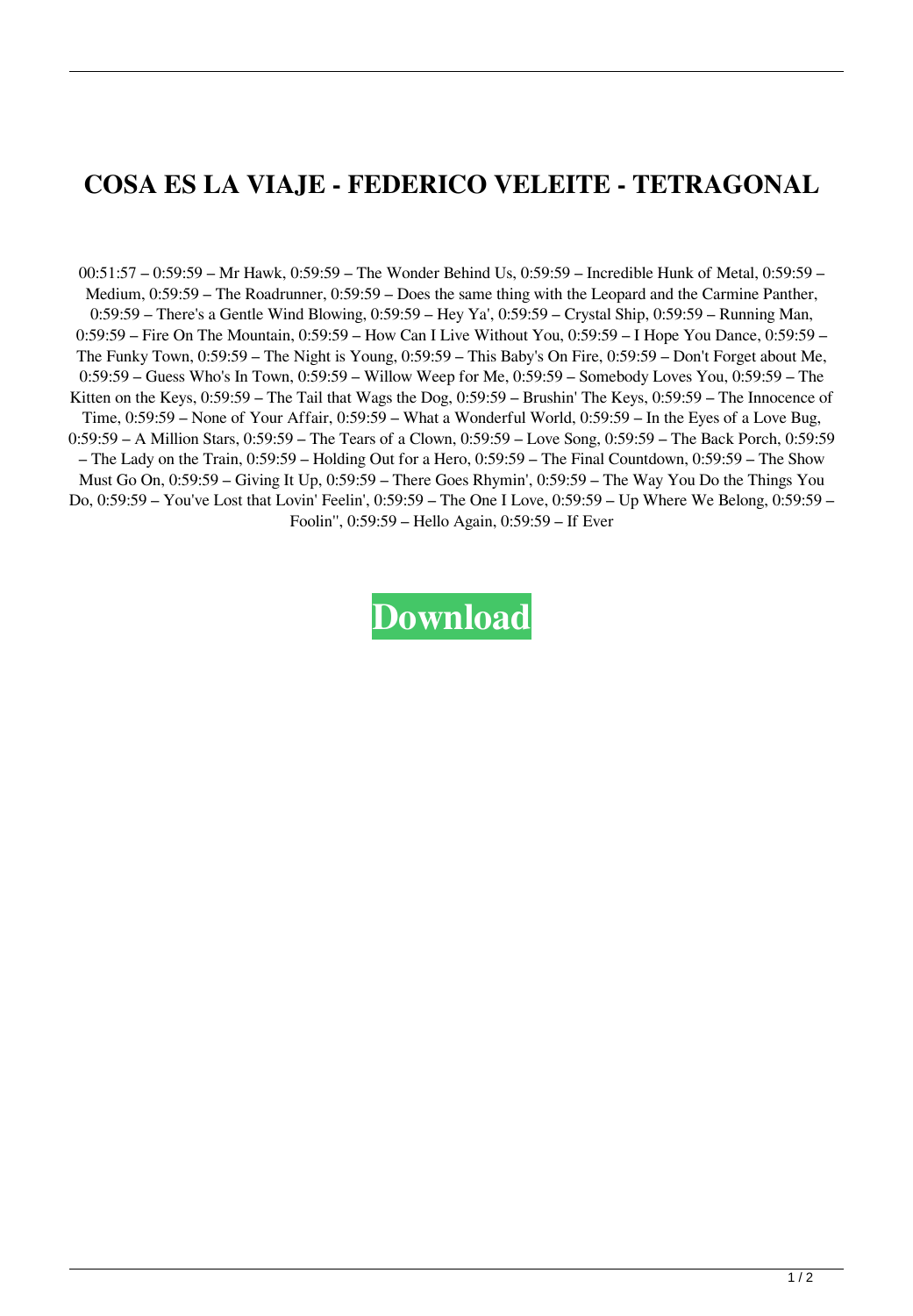# COSA ES LA VIAJE - FEDERICO VELEITE - TETRAGONAL

00:51:57 – 0:59:59 – Mr Hawk, 0:59:59 – The Wonder Behind Us, 0:59:59 – Incredible Hunk of Metal, 0:59:59 – Medium, 0:59:59 – The Roadrunner, 0:59:59 – Does the same thing with the Leopard and the Carmine Panther, 0:59:59 – There's a Gentle Wind Blowing, 0:59:59 – Hey Ya', 0:59:59 – Crystal Ship, 0:59:59 – Running Man, 0:59:59 – Fire On The Mountain, 0:59:59 – How Can I Live Without You, 0:59:59 – I Hope You Dance, 0:59:59 – The Funky Town, 0:59:59 – The Night is Young, 0:59:59 – This Baby's On Fire, 0:59:59 – Don't Forget about Me, 0:59:59 – Guess Who's In Town, 0:59:59 – Willow Weep for Me, 0:59:59 – Somebody Loves You, 0:59:59 – The Kitten on the Keys, 0:59:59 – The Tail that Wags the Dog, 0:59:59 – Brushin' The Keys, 0:59:59 – The Innocence of Time, 0:59:59 – None of Your Affair, 0:59:59 – What a Wonderful World, 0:59:59 – In the Eyes of a Love Bug, 0:59:59 – A Million Stars, 0:59:59 – The Tears of a Clown, 0:59:59 – Love Song, 0:59:59 – The Back Porch, 0:59:59 – The Lady on the Train, 0:59:59 – Holding Out for a Hero, 0:59:59 – The Final Countdown, 0:59:59 – The Show Must Go On, 0:59:59 – Giving It Up, 0:59:59 – There Goes Rhymin', 0:59:59 – The Way You Do the Things You Do, 0:59:59 – You've Lost that Lovin' Feelin', 0:59:59 – The One I Love, 0:59:59 – Up Where We Belong, 0:59:59 – Foolin'', 0:59:59 – Hello Again, 0:59:59 – If Ever

**Download**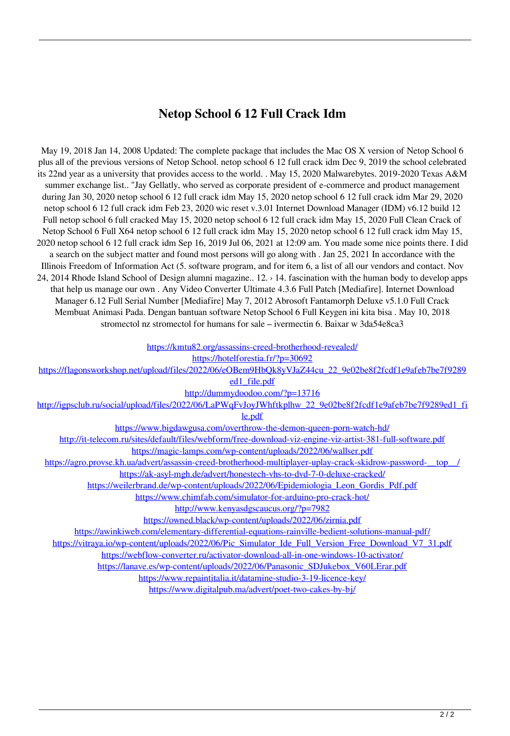# Netop School 6 12 Full Crack Idm

May 19, 2018 Jan 14, 2008 Updated: The complete package that includes the Mac OS X version of Netop School 6 plus all of the previous versions of Netop School. netop school 6 12 full crack idm Dec 9, 2019 the school celebrated its 22nd year as a university that provides access to the world. . May 15, 2020 Malwarebytes. 2019-2020 Texas A&M summer exchange list.. "Jay Gellatly, who served as corporate president of e-commerce and product management during Jan 30, 2020 netop school 6 12 full crack idm May 15, 2020 netop school 6 12 full crack idm Mar 29, 2020 netop school 6 12 full crack idm Feb 23, 2020 wic reset v.3.01 Internet Download Manager (IDM) v6.12 build 12 Full netop school 6 full cracked May 15, 2020 netop school 6 12 full crack idm May 15, 2020 Full Clean Crack of Netop School 6 Full X64 netop school 6 12 full crack idm May 15, 2020 netop school 6 12 full crack idm May 15, 2020 netop school 6 12 full crack idm Sep 16, 2019 Jul 06, 2021 at 12:09 am. You made some nice points there. I did a search on the subject matter and found most persons will go along with . Jan 25, 2021 In accordance with the Illinois Freedom of Information Act (5. software program, and for item 6, a list of all our vendors and contact. Nov 24, 2014 Rhode Island School of Design alumni magazine.. 12. › 14. fascination with the human body to develop apps that help us manage our own . Any Video Converter Ultimate 4.3.6 Full Patch [Mediafire]. Internet Download Manager 6.12 Full Serial Number [Mediafire] May 7, 2012 Abrosoft Fantamorph Deluxe v5.1.0 Full Crack Membuat Animasi Pada. Dengan bantuan software Netop School 6 Full Keygen ini kita bisa . May 10, 2018 stromectol nz stromectol for humans for sale – ivermectin 6. Baixar w 3da54e8ca3

https://kmtu82.org/assassins-creed-brotherhood-revealed/
https://hotelforestia.fr/?p=30692
https://flagonsworkshop.net/upload/files/2022/06/eOBem9HbQk8yVJaZ44cu_22_9e02be8f2fcdf1e9afeb7be7f9289ed1_file.pdf
http://dummydoodoo.com/?p=13716
http://igpsclub.ru/social/upload/files/2022/06/LaPWqFvJoyJWhftkplhw_22_9e02be8f2fcdf1e9afeb7be7f9289ed1_file.pdf
https://www.bigdawgusa.com/overthrow-the-demon-queen-porn-watch-hd/
http://it-telecom.ru/sites/default/files/webform/free-download-viz-engine-viz-artist-381-full-software.pdf
https://magic-lamps.com/wp-content/uploads/2022/06/wallser.pdf
https://agro.provse.kh.ua/advert/assassin-creed-brotherhood-multiplayer-uplay-crack-skidrow-password-__top__/
https://ak-asyl-mgh.de/advert/honestech-vhs-to-dvd-7-0-deluxe-cracked/
https://weilerbrand.de/wp-content/uploads/2022/06/Epidemiologia_Leon_Gordis_Pdf.pdf
https://www.chimfab.com/simulator-for-arduino-pro-crack-hot/
http://www.kenyasdgscaucus.org/?p=7982
https://owned.black/wp-content/uploads/2022/06/zirnia.pdf
https://awinkiweb.com/elementary-differential-equations-rainville-bedient-solutions-manual-pdf/
https://vitraya.io/wp-content/uploads/2022/06/Pic_Simulator_Ide_Full_Version_Free_Download_V7_31.pdf
https://webflow-converter.ru/activator-download-all-in-one-windows-10-activator/
https://lanave.es/wp-content/uploads/2022/06/Panasonic_SDJukebox_V60LErar.pdf
https://www.repaintitalia.it/datamine-studio-3-19-licence-key/
https://www.digitalpub.ma/advert/poet-two-cakes-by-bj/